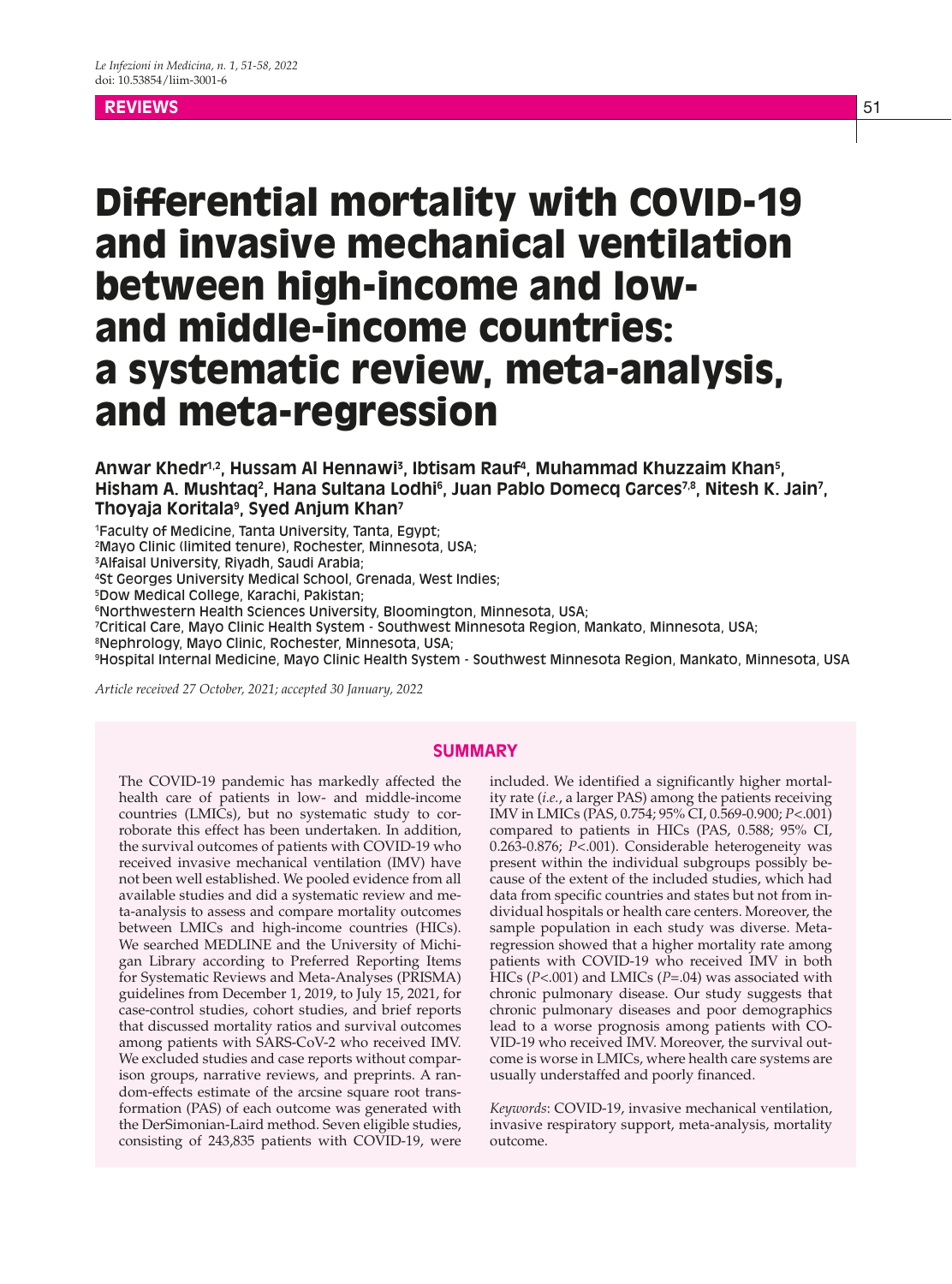REVIEWS

# Differential mortality with COVID-19 and invasive mechanical ventilation between high-income and low- and middle-income countries: a systematic review, meta-analysis, and meta-regression

**Anwar Khedr[1,2], Hussam Al Hennawi[3], Ibtisam Rauf[4], Muhammad Khuzzaim Khan[5], Hisham A. Mushtaq[2], Hana Sultana Lodhi[6], Juan Pablo Domecq Garces[7,8], Nitesh K. Jain[7], Thoyaja Koritala[9], Syed Anjum Khan[7]**

[1]Faculty of Medicine, Tanta University, Tanta, Egypt;
[2]Mayo Clinic (limited tenure), Rochester, Minnesota, USA;
[3]Alfaisal University, Riyadh, Saudi Arabia;
[4]St Georges University Medical School, Grenada, West Indies;
[5]Dow Medical College, Karachi, Pakistan;
[6]Northwestern Health Sciences University, Bloomington, Minnesota, USA;
[7]Critical Care, Mayo Clinic Health System - Southwest Minnesota Region, Mankato, Minnesota, USA;
[8]Nephrology, Mayo Clinic, Rochester, Minnesota, USA;
[9]Hospital Internal Medicine, Mayo Clinic Health System - Southwest Minnesota Region, Mankato, Minnesota, USA

*Article received 27 October, 2021; accepted 30 January, 2022*

## SUMMARY

The COVID-19 pandemic has markedly affected the health care of patients in low- and middle-income countries (LMICs), but no systematic study to corroborate this effect has been undertaken. In addition, the survival outcomes of patients with COVID-19 who received invasive mechanical ventilation (IMV) have not been well established. We pooled evidence from all available studies and did a systematic review and meta-analysis to assess and compare mortality outcomes between LMICs and high-income countries (HICs). We searched MEDLINE and the University of Michigan Library according to Preferred Reporting Items for Systematic Reviews and Meta-Analyses (PRISMA) guidelines from December 1, 2019, to July 15, 2021, for case-control studies, cohort studies, and brief reports that discussed mortality ratios and survival outcomes among patients with SARS-CoV-2 who received IMV. We excluded studies and case reports without comparison groups, narrative reviews, and preprints. A random-effects estimate of the arcsine square root transformation (PAS) of each outcome was generated with the DerSimonian-Laird method. Seven eligible studies, consisting of 243,835 patients with COVID-19, were included. We identified a significantly higher mortality rate (*i.e.*, a larger PAS) among the patients receiving IMV in LMICs (PAS, 0.754; 95% CI, 0.569-0.900; $P<.001$) compared to patients in HICs (PAS, 0.588; 95% CI, 0.263-0.876; $P<.001$). Considerable heterogeneity was present within the individual subgroups possibly because of the extent of the included studies, which had data from specific countries and states but not from individual hospitals or health care centers. Moreover, the sample population in each study was diverse. Meta-regression showed that a higher mortality rate among patients with COVID-19 who received IMV in both HICs ($P<.001$) and LMICs ($P=.04$) was associated with chronic pulmonary disease. Our study suggests that chronic pulmonary diseases and poor demographics lead to a worse prognosis among patients with COVID-19 who received IMV. Moreover, the survival outcome is worse in LMICs, where health care systems are usually understaffed and poorly financed.

*Keywords*: COVID-19, invasive mechanical ventilation, invasive respiratory support, meta-analysis, mortality outcome.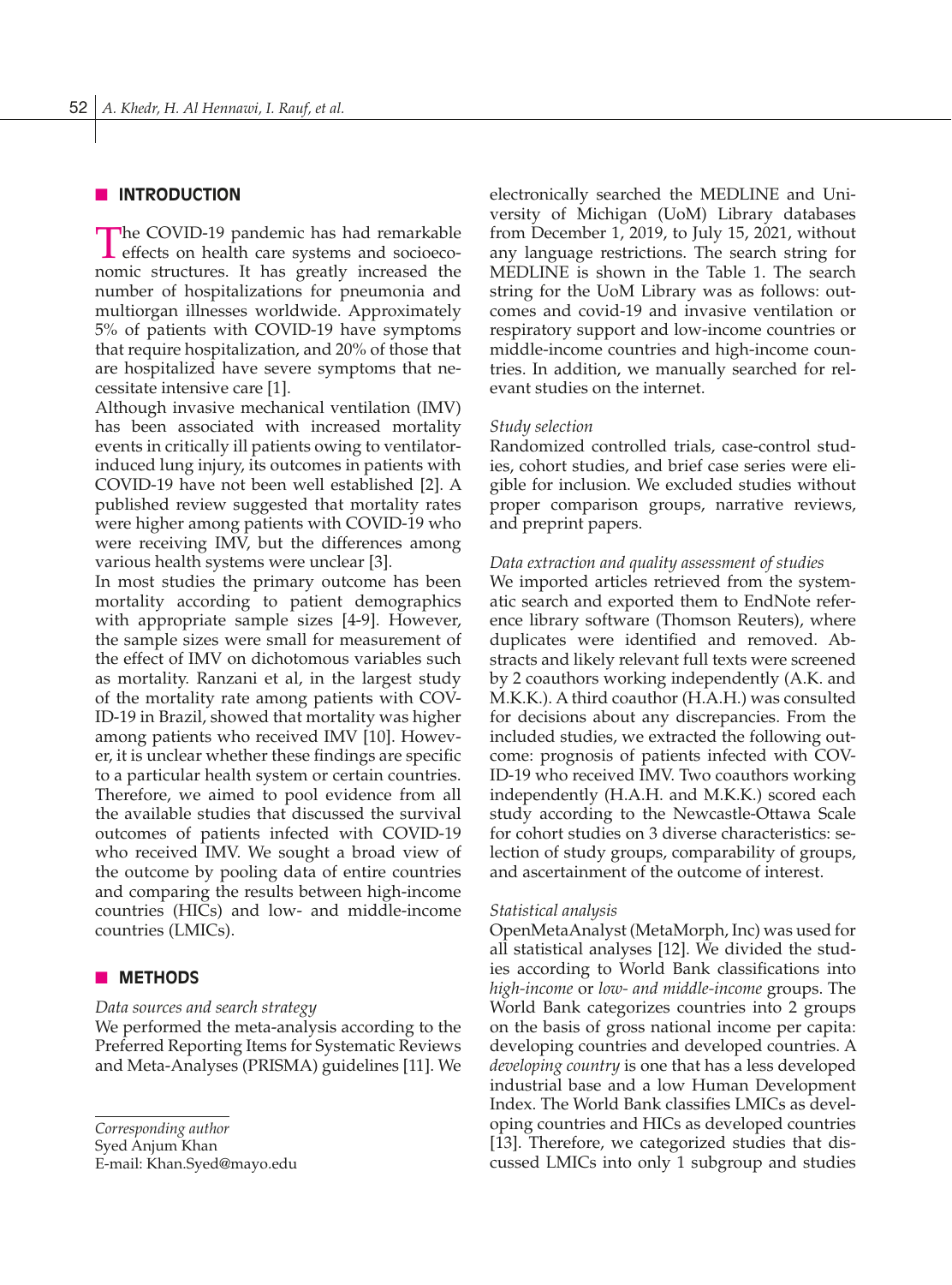## INTRODUCTION

The COVID-19 pandemic has had remarkable effects on health care systems and socioeconomic structures. It has greatly increased the number of hospitalizations for pneumonia and multiorgan illnesses worldwide. Approximately 5% of patients with COVID-19 have symptoms that require hospitalization, and 20% of those that are hospitalized have severe symptoms that necessitate intensive care [1].

Although invasive mechanical ventilation (IMV) has been associated with increased mortality events in critically ill patients owing to ventilator-induced lung injury, its outcomes in patients with COVID-19 have not been well established [2]. A published review suggested that mortality rates were higher among patients with COVID-19 who were receiving IMV, but the differences among various health systems were unclear [3].

In most studies the primary outcome has been mortality according to patient demographics with appropriate sample sizes [4-9]. However, the sample sizes were small for measurement of the effect of IMV on dichotomous variables such as mortality. Ranzani et al, in the largest study of the mortality rate among patients with COVID-19 in Brazil, showed that mortality was higher among patients who received IMV [10]. However, it is unclear whether these findings are specific to a particular health system or certain countries. Therefore, we aimed to pool evidence from all the available studies that discussed the survival outcomes of patients infected with COVID-19 who received IMV. We sought a broad view of the outcome by pooling data of entire countries and comparing the results between high-income countries (HICs) and low- and middle-income countries (LMICs).

## METHODS

*Data sources and search strategy*

We performed the meta-analysis according to the Preferred Reporting Items for Systematic Reviews and Meta-Analyses (PRISMA) guidelines [11]. We electronically searched the MEDLINE and University of Michigan (UoM) Library databases from December 1, 2019, to July 15, 2021, without any language restrictions. The search string for MEDLINE is shown in the Table 1. The search string for the UoM Library was as follows: outcomes and covid-19 and invasive ventilation or respiratory support and low-income countries or middle-income countries and high-income countries. In addition, we manually searched for relevant studies on the internet.

*Study selection*

Randomized controlled trials, case-control studies, cohort studies, and brief case series were eligible for inclusion. We excluded studies without proper comparison groups, narrative reviews, and preprint papers.

*Data extraction and quality assessment of studies*

We imported articles retrieved from the systematic search and exported them to EndNote reference library software (Thomson Reuters), where duplicates were identified and removed. Abstracts and likely relevant full texts were screened by 2 coauthors working independently (A.K. and M.K.K.). A third coauthor (H.A.H.) was consulted for decisions about any discrepancies. From the included studies, we extracted the following outcome: prognosis of patients infected with COVID-19 who received IMV. Two coauthors working independently (H.A.H. and M.K.K.) scored each study according to the Newcastle-Ottawa Scale for cohort studies on 3 diverse characteristics: selection of study groups, comparability of groups, and ascertainment of the outcome of interest.

*Statistical analysis*

OpenMetaAnalyst (MetaMorph, Inc) was used for all statistical analyses [12]. We divided the studies according to World Bank classifications into *high-income* or *low- and middle-income* groups. The World Bank categorizes countries into 2 groups on the basis of gross national income per capita: developing countries and developed countries. A *developing country* is one that has a less developed industrial base and a low Human Development Index. The World Bank classifies LMICs as developing countries and HICs as developed countries [13]. Therefore, we categorized studies that discussed LMICs into only 1 subgroup and studies

*Corresponding author*
Syed Anjum Khan
E-mail: Khan.Syed@mayo.edu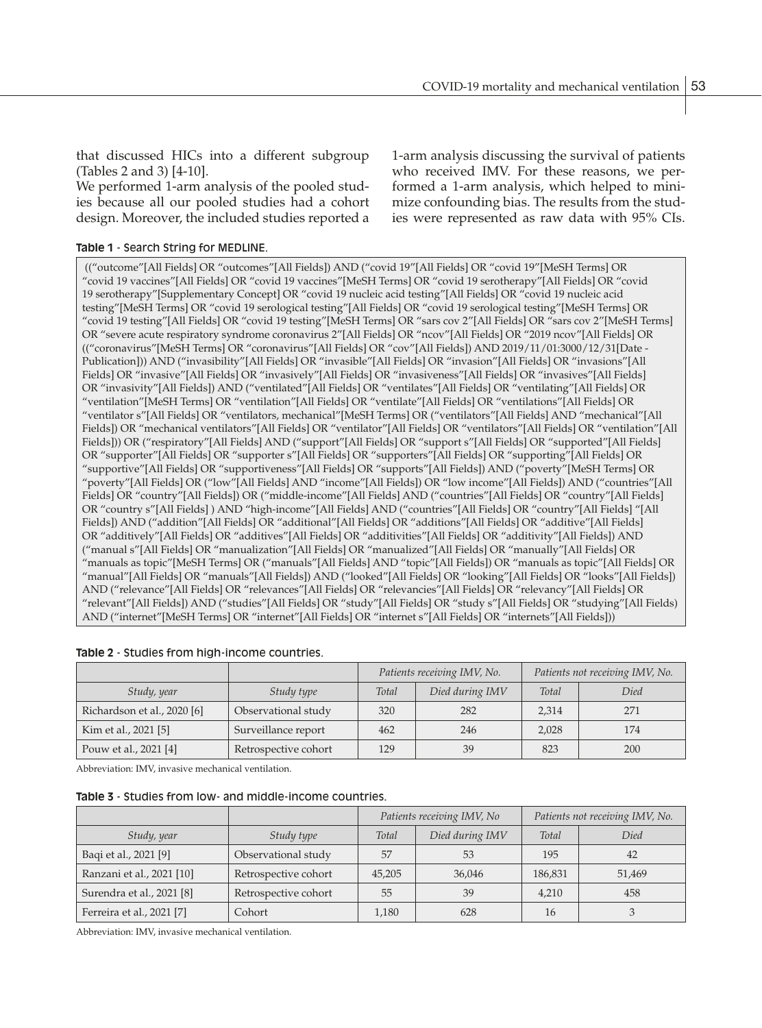that discussed HICs into a different subgroup (Tables 2 and 3) [4-10].

We performed 1-arm analysis of the pooled studies because all our pooled studies had a cohort design. Moreover, the included studies reported a 1-arm analysis discussing the survival of patients who received IMV. For these reasons, we performed a 1-arm analysis, which helped to minimize confounding bias. The results from the studies were represented as raw data with 95% CIs.

**Table 1** - Search String for MEDLINE.

(("outcome"[All Fields] OR "outcomes"[All Fields]) AND ("covid 19"[All Fields] OR "covid 19"[MeSH Terms] OR "covid 19 vaccines"[All Fields] OR "covid 19 vaccines"[MeSH Terms] OR "covid 19 serotherapy"[All Fields] OR "covid 19 serotherapy"[Supplementary Concept] OR "covid 19 nucleic acid testing"[All Fields] OR "covid 19 nucleic acid testing"[MeSH Terms] OR "covid 19 serological testing"[All Fields] OR "covid 19 serological testing"[MeSH Terms] OR "covid 19 testing"[All Fields] OR "covid 19 testing"[MeSH Terms] OR "sars cov 2"[All Fields] OR "sars cov 2"[MeSH Terms] OR "severe acute respiratory syndrome coronavirus 2"[All Fields] OR "ncov"[All Fields] OR "2019 ncov"[All Fields] OR (("coronavirus"[MeSH Terms] OR "coronavirus"[All Fields] OR "cov"[All Fields]) AND 2019/11/01:3000/12/31[Date - Publication])) AND ("invasibility"[All Fields] OR "invasible"[All Fields] OR "invasion"[All Fields] OR "invasions"[All Fields] OR "invasive"[All Fields] OR "invasively"[All Fields] OR "invasiveness"[All Fields] OR "invasives"[All Fields] OR "invasivity"[All Fields]) AND ("ventilated"[All Fields] OR "ventilates"[All Fields] OR "ventilating"[All Fields] OR "ventilation"[MeSH Terms] OR "ventilation"[All Fields] OR "ventilate"[All Fields] OR "ventilations"[All Fields] OR "ventilator s"[All Fields] OR "ventilators, mechanical"[MeSH Terms] OR ("ventilators"[All Fields] AND "mechanical"[All Fields]) OR "mechanical ventilators"[All Fields] OR "ventilator"[All Fields] OR "ventilators"[All Fields] OR "ventilation"[All Fields])) OR ("respiratory"[All Fields] AND ("support"[All Fields] OR "support s"[All Fields] OR "supported"[All Fields] OR "supporter"[All Fields] OR "supporter s"[All Fields] OR "supporters"[All Fields] OR "supporting"[All Fields] OR "supportive"[All Fields] OR "supportiveness"[All Fields] OR "supports"[All Fields]) AND ("poverty"[MeSH Terms] OR "poverty"[All Fields] OR ("low"[All Fields] AND "income"[All Fields]) OR "low income"[All Fields]) AND ("countries"[All Fields] OR "country"[All Fields]) OR ("middle-income"[All Fields] AND ("countries"[All Fields] OR "country"[All Fields] OR "country s"[All Fields] ) AND "high-income"[All Fields] AND ("countries"[All Fields] OR "country"[All Fields] "[All Fields]) AND ("addition"[All Fields] OR "additional"[All Fields] OR "additions"[All Fields] OR "additive"[All Fields] OR "additively"[All Fields] OR "additives"[All Fields] OR "additivities"[All Fields] OR "additivity"[All Fields]) AND ("manual s"[All Fields] OR "manualization"[All Fields] OR "manualized"[All Fields] OR "manually"[All Fields] OR "manuals as topic"[MeSH Terms] OR ("manuals"[All Fields] AND "topic"[All Fields]) OR "manuals as topic"[All Fields] OR "manual"[All Fields] OR "manuals"[All Fields]) AND ("looked"[All Fields] OR "looking"[All Fields] OR "looks"[All Fields]) AND ("relevance"[All Fields] OR "relevances"[All Fields] OR "relevancies"[All Fields] OR "relevancy"[All Fields] OR "relevant"[All Fields]) AND ("studies"[All Fields] OR "study"[All Fields] OR "study s"[All Fields] OR "studying"[All Fields) AND ("internet"[MeSH Terms] OR "internet"[All Fields] OR "internet s"[All Fields] OR "internets"[All Fields]))

**Table 2** - Studies from high-income countries.

| | | *Patients receiving IMV, No.* | | *Patients not receiving IMV, No.* | |
|---|---|---|---|---|---|
| *Study, year* | *Study type* | *Total* | *Died during IMV* | *Total* | *Died* |
| Richardson et al., 2020 [6] | Observational study | 320 | 282 | 2,314 | 271 |
| Kim et al., 2021 [5] | Surveillance report | 462 | 246 | 2,028 | 174 |
| Pouw et al., 2021 [4] | Retrospective cohort | 129 | 39 | 823 | 200 |

Abbreviation: IMV, invasive mechanical ventilation.

**Table 3** - Studies from low- and middle-income countries.

| | | *Patients receiving IMV, No* | | *Patients not receiving IMV, No.* | |
|---|---|---|---|---|---|
| *Study, year* | *Study type* | *Total* | *Died during IMV* | *Total* | *Died* |
| Baqi et al., 2021 [9] | Observational study | 57 | 53 | 195 | 42 |
| Ranzani et al., 2021 [10] | Retrospective cohort | 45,205 | 36,046 | 186,831 | 51,469 |
| Surendra et al., 2021 [8] | Retrospective cohort | 55 | 39 | 4,210 | 458 |
| Ferreira et al., 2021 [7] | Cohort | 1,180 | 628 | 16 | 3 |

Abbreviation: IMV, invasive mechanical ventilation.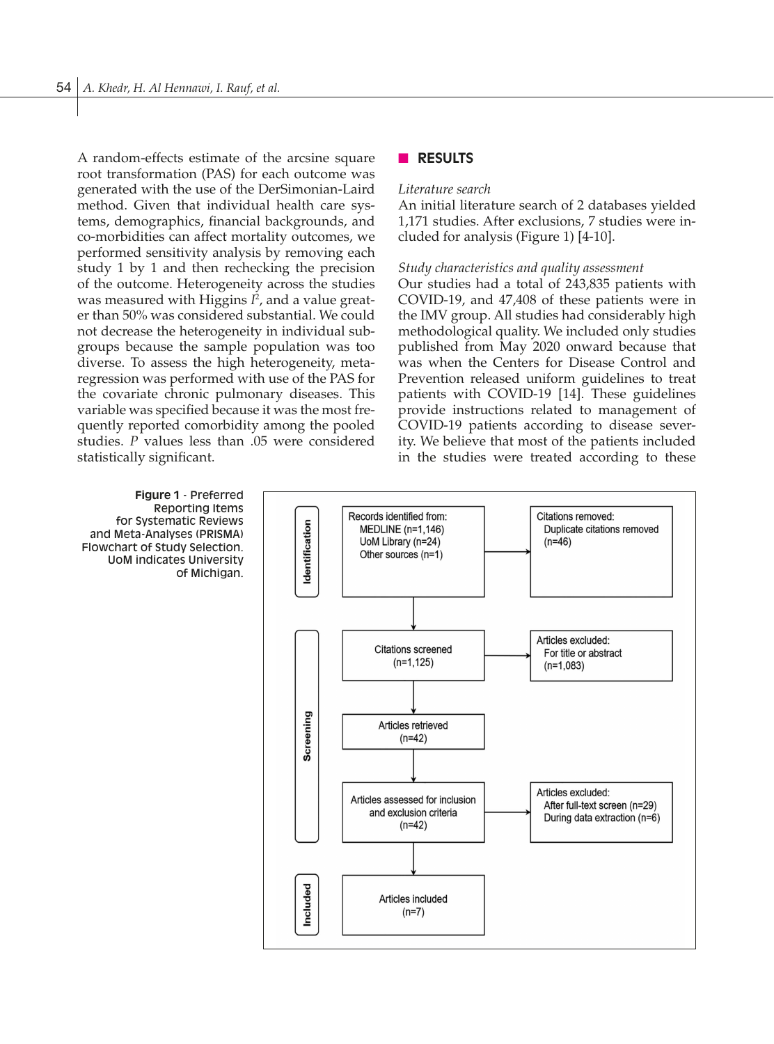A random-effects estimate of the arcsine square root transformation (PAS) for each outcome was generated with the use of the DerSimonian-Laird method. Given that individual health care systems, demographics, financial backgrounds, and co-morbidities can affect mortality outcomes, we performed sensitivity analysis by removing each study 1 by 1 and then rechecking the precision of the outcome. Heterogeneity across the studies was measured with Higgins $I^2$, and a value greater than 50% was considered substantial. We could not decrease the heterogeneity in individual subgroups because the sample population was too diverse. To assess the high heterogeneity, meta-regression was performed with use of the PAS for the covariate chronic pulmonary diseases. This variable was specified because it was the most frequently reported comorbidity among the pooled studies. *P* values less than .05 were considered statistically significant.

## RESULTS

*Literature search*

An initial literature search of 2 databases yielded 1,171 studies. After exclusions, 7 studies were included for analysis (Figure 1) [4-10].

*Study characteristics and quality assessment*

Our studies had a total of 243,835 patients with COVID-19, and 47,408 of these patients were in the IMV group. All studies had considerably high methodological quality. We included only studies published from May 2020 onward because that was when the Centers for Disease Control and Prevention released uniform guidelines to treat patients with COVID-19 [14]. These guidelines provide instructions related to management of COVID-19 patients according to disease severity. We believe that most of the patients included in the studies were treated according to these

**Figure 1** - Preferred Reporting Items for Systematic Reviews and Meta-Analyses (PRISMA) Flowchart of Study Selection. UoM indicates University of Michigan.

Identification

Records identified from:
MEDLINE (n=1,146)
UoM Library (n=24)
Other sources (n=1)

Citations removed:
Duplicate citations removed (n=46)

Screening

Citations screened (n=1,125)

Articles excluded:
For title or abstract (n=1,083)

Articles retrieved (n=42)

Articles assessed for inclusion and exclusion criteria (n=42)

Articles excluded:
After full-text screen (n=29)
During data extraction (n=6)

Included

Articles included (n=7)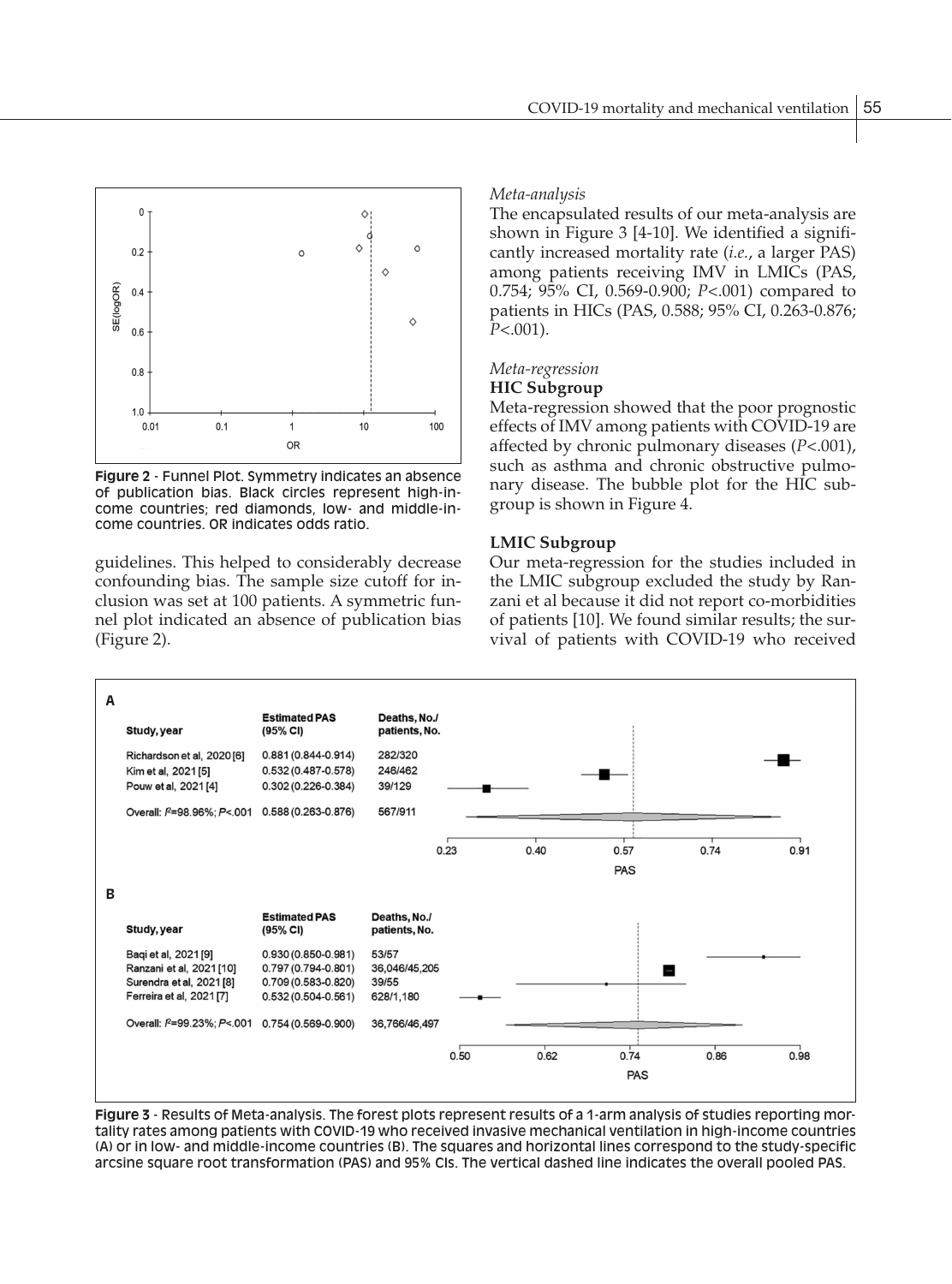Figure 2 - Funnel Plot. Symmetry indicates an absence of publication bias. Black circles represent high-income countries; red diamonds, low- and middle-income countries. OR indicates odds ratio.

guidelines. This helped to considerably decrease confounding bias. The sample size cutoff for inclusion was set at 100 patients. A symmetric funnel plot indicated an absence of publication bias (Figure 2).

*Meta-analysis*

The encapsulated results of our meta-analysis are shown in Figure 3 [4-10]. We identified a significantly increased mortality rate (*i.e.*, a larger PAS) among patients receiving IMV in LMICs (PAS, 0.754; 95% CI, 0.569-0.900; $P$<.001) compared to patients in HICs (PAS, 0.588; 95% CI, 0.263-0.876; $P$<.001).

*Meta-regression*

**HIC Subgroup**

Meta-regression showed that the poor prognostic effects of IMV among patients with COVID-19 are affected by chronic pulmonary diseases ($P$<.001), such as asthma and chronic obstructive pulmonary disease. The bubble plot for the HIC subgroup is shown in Figure 4.

**LMIC Subgroup**

Our meta-regression for the studies included in the LMIC subgroup excluded the study by Ranzani et al because it did not report co-morbidities of patients [10]. We found similar results; the survival of patients with COVID-19 who received

**A**

| Study, year | Estimated PAS (95% CI) | Deaths, No./ patients, No. |
|---|---|---|
| Richardson et al, 2020 [6] | 0.881 (0.844-0.914) | 282/320 |
| Kim et al, 2021 [5] | 0.532 (0.487-0.578) | 246/462 |
| Pouw et al, 2021 [4] | 0.302 (0.226-0.384) | 39/129 |
| Overall: $I^2$=98.96%; $P$<.001 | 0.588 (0.263-0.876) | 567/911 |

**B**

| Study, year | Estimated PAS (95% CI) | Deaths, No./ patients, No. |
|---|---|---|
| Baqi et al, 2021 [9] | 0.930 (0.850-0.981) | 53/57 |
| Ranzani et al, 2021 [10] | 0.797 (0.794-0.801) | 36,046/45,205 |
| Surendra et al, 2021 [8] | 0.709 (0.583-0.820) | 39/55 |
| Ferreira et al, 2021 [7] | 0.532 (0.504-0.561) | 628/1,180 |
| Overall: $I^2$=99.23%; $P$<.001 | 0.754 (0.569-0.900) | 36,766/46,497 |

Figure 3 - Results of Meta-analysis. The forest plots represent results of a 1-arm analysis of studies reporting mortality rates among patients with COVID-19 who received invasive mechanical ventilation in high-income countries (A) or in low- and middle-income countries (B). The squares and horizontal lines correspond to the study-specific arcsine square root transformation (PAS) and 95% CIs. The vertical dashed line indicates the overall pooled PAS.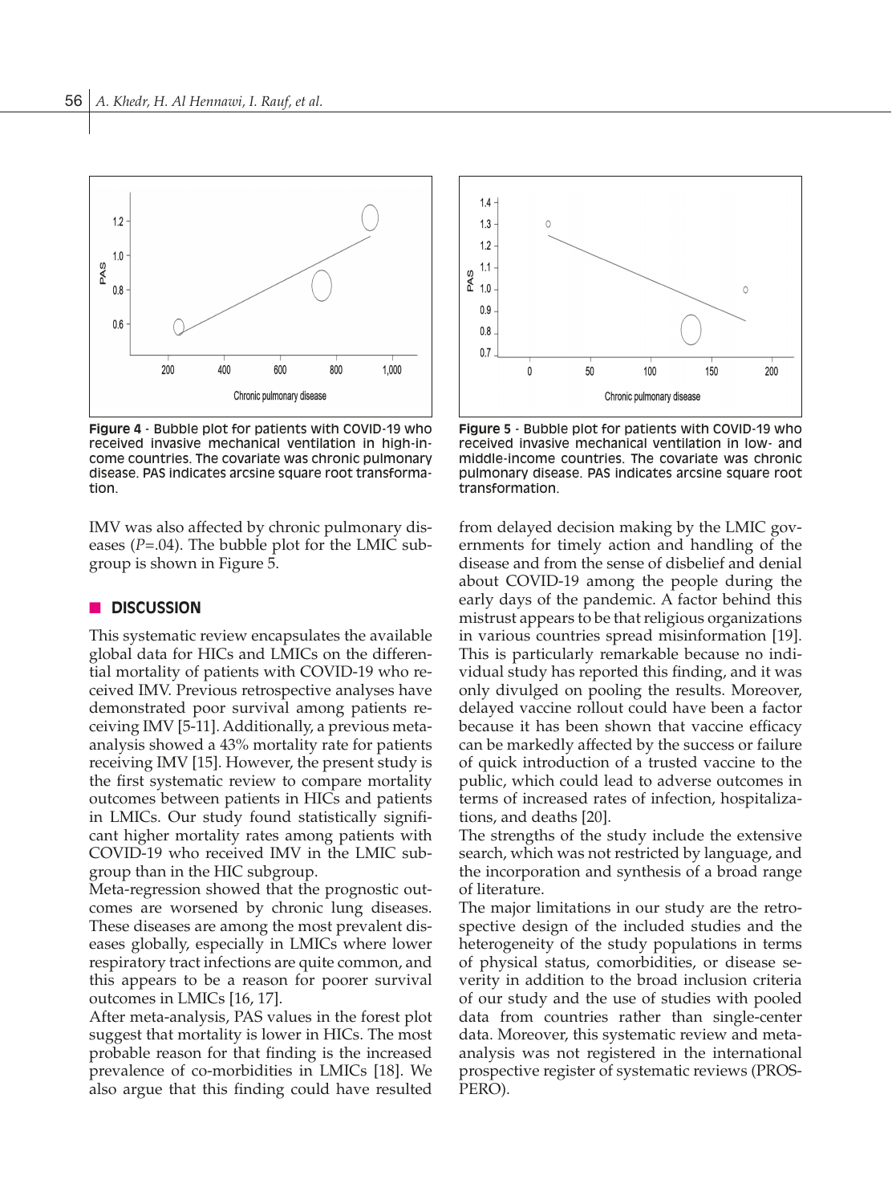**Figure 4** - Bubble plot for patients with COVID-19 who received invasive mechanical ventilation in high-income countries. The covariate was chronic pulmonary disease. PAS indicates arcsine square root transformation.

**Figure 5** - Bubble plot for patients with COVID-19 who received invasive mechanical ventilation in low- and middle-income countries. The covariate was chronic pulmonary disease. PAS indicates arcsine square root transformation.

IMV was also affected by chronic pulmonary diseases (*P*=.04). The bubble plot for the LMIC subgroup is shown in Figure 5.

## DISCUSSION

This systematic review encapsulates the available global data for HICs and LMICs on the differential mortality of patients with COVID-19 who received IMV. Previous retrospective analyses have demonstrated poor survival among patients receiving IMV [5-11]. Additionally, a previous meta-analysis showed a 43% mortality rate for patients receiving IMV [15]. However, the present study is the first systematic review to compare mortality outcomes between patients in HICs and patients in LMICs. Our study found statistically significant higher mortality rates among patients with COVID-19 who received IMV in the LMIC subgroup than in the HIC subgroup.

Meta-regression showed that the prognostic outcomes are worsened by chronic lung diseases. These diseases are among the most prevalent diseases globally, especially in LMICs where lower respiratory tract infections are quite common, and this appears to be a reason for poorer survival outcomes in LMICs [16, 17].

After meta-analysis, PAS values in the forest plot suggest that mortality is lower in HICs. The most probable reason for that finding is the increased prevalence of co-morbidities in LMICs [18]. We also argue that this finding could have resulted from delayed decision making by the LMIC governments for timely action and handling of the disease and from the sense of disbelief and denial about COVID-19 among the people during the early days of the pandemic. A factor behind this mistrust appears to be that religious organizations in various countries spread misinformation [19]. This is particularly remarkable because no individual study has reported this finding, and it was only divulged on pooling the results. Moreover, delayed vaccine rollout could have been a factor because it has been shown that vaccine efficacy can be markedly affected by the success or failure of quick introduction of a trusted vaccine to the public, which could lead to adverse outcomes in terms of increased rates of infection, hospitalizations, and deaths [20].

The strengths of the study include the extensive search, which was not restricted by language, and the incorporation and synthesis of a broad range of literature.

The major limitations in our study are the retrospective design of the included studies and the heterogeneity of the study populations in terms of physical status, comorbidities, or disease severity in addition to the broad inclusion criteria of our study and the use of studies with pooled data from countries rather than single-center data. Moreover, this systematic review and meta-analysis was not registered in the international prospective register of systematic reviews (PROSPERO).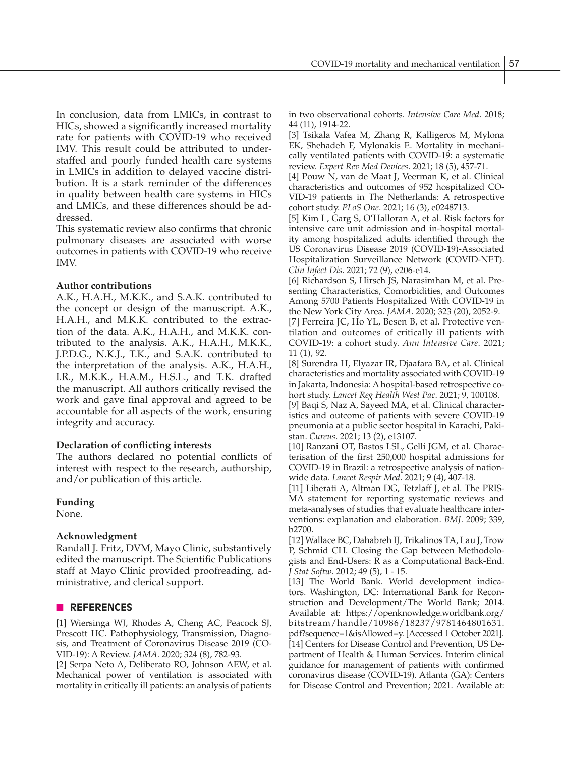In conclusion, data from LMICs, in contrast to HICs, showed a significantly increased mortality rate for patients with COVID-19 who received IMV. This result could be attributed to understaffed and poorly funded health care systems in LMICs in addition to delayed vaccine distribution. It is a stark reminder of the differences in quality between health care systems in HICs and LMICs, and these differences should be addressed.

This systematic review also confirms that chronic pulmonary diseases are associated with worse outcomes in patients with COVID-19 who receive IMV.

**Author contributions**

A.K., H.A.H., M.K.K., and S.A.K. contributed to the concept or design of the manuscript. A.K., H.A.H., and M.K.K. contributed to the extraction of the data. A.K., H.A.H., and M.K.K. contributed to the analysis. A.K., H.A.H., M.K.K., J.P.D.G., N.K.J., T.K., and S.A.K. contributed to the interpretation of the analysis. A.K., H.A.H., I.R., M.K.K., H.A.M., H.S.L., and T.K. drafted the manuscript. All authors critically revised the work and gave final approval and agreed to be accountable for all aspects of the work, ensuring integrity and accuracy.

**Declaration of conflicting interests**

The authors declared no potential conflicts of interest with respect to the research, authorship, and/or publication of this article.

**Funding**

None.

**Acknowledgment**

Randall J. Fritz, DVM, Mayo Clinic, substantively edited the manuscript. The Scientific Publications staff at Mayo Clinic provided proofreading, administrative, and clerical support.

## REFERENCES

[1] Wiersinga WJ, Rhodes A, Cheng AC, Peacock SJ, Prescott HC. Pathophysiology, Transmission, Diagnosis, and Treatment of Coronavirus Disease 2019 (COVID-19): A Review. *JAMA*. 2020; 324 (8), 782-93.

[2] Serpa Neto A, Deliberato RO, Johnson AEW, et al. Mechanical power of ventilation is associated with mortality in critically ill patients: an analysis of patients in two observational cohorts. *Intensive Care Med*. 2018; 44 (11), 1914-22.

[3] Tsikala Vafea M, Zhang R, Kalligeros M, Mylona EK, Shehadeh F, Mylonakis E. Mortality in mechanically ventilated patients with COVID-19: a systematic review. *Expert Rev Med Devices*. 2021; 18 (5), 457-71.

[4] Pouw N, van de Maat J, Veerman K, et al. Clinical characteristics and outcomes of 952 hospitalized COVID-19 patients in The Netherlands: A retrospective cohort study. *PLoS One*. 2021; 16 (3), e0248713.

[5] Kim L, Garg S, O'Halloran A, et al. Risk factors for intensive care unit admission and in-hospital mortality among hospitalized adults identified through the US Coronavirus Disease 2019 (COVID-19)-Associated Hospitalization Surveillance Network (COVID-NET). *Clin Infect Dis*. 2021; 72 (9), e206-e14.

[6] Richardson S, Hirsch JS, Narasimhan M, et al. Presenting Characteristics, Comorbidities, and Outcomes Among 5700 Patients Hospitalized With COVID-19 in the New York City Area. *JAMA*. 2020; 323 (20), 2052-9.

[7] Ferreira JC, Ho YL, Besen B, et al. Protective ventilation and outcomes of critically ill patients with COVID-19: a cohort study. *Ann Intensive Care*. 2021; 11 (1), 92.

[8] Surendra H, Elyazar IR, Djaafara BA, et al. Clinical characteristics and mortality associated with COVID-19 in Jakarta, Indonesia: A hospital-based retrospective cohort study. *Lancet Reg Health West Pac*. 2021; 9, 100108.

[9] Baqi S, Naz A, Sayeed MA, et al. Clinical characteristics and outcome of patients with severe COVID-19 pneumonia at a public sector hospital in Karachi, Pakistan. *Cureus*. 2021; 13 (2), e13107.

[10] Ranzani OT, Bastos LSL, Gelli JGM, et al. Characterisation of the first 250,000 hospital admissions for COVID-19 in Brazil: a retrospective analysis of nationwide data. *Lancet Respir Med*. 2021; 9 (4), 407-18.

[11] Liberati A, Altman DG, Tetzlaff J, et al. The PRISMA statement for reporting systematic reviews and meta-analyses of studies that evaluate healthcare interventions: explanation and elaboration. *BMJ*. 2009; 339, b2700.

[12] Wallace BC, Dahabreh IJ, Trikalinos TA, Lau J, Trow P, Schmid CH. Closing the Gap between Methodologists and End-Users: R as a Computational Back-End. *J Stat Softw*. 2012; 49 (5), 1 - 15.

[13] The World Bank. World development indicators. Washington, DC: International Bank for Reconstruction and Development/The World Bank; 2014. Available at: https://openknowledge.worldbank.org/bitstream/handle/10986/18237/9781464801631.pdf?sequence=1&isAllowed=y. [Accessed 1 October 2021].

[14] Centers for Disease Control and Prevention, US Department of Health & Human Services. Interim clinical guidance for management of patients with confirmed coronavirus disease (COVID-19). Atlanta (GA): Centers for Disease Control and Prevention; 2021. Available at: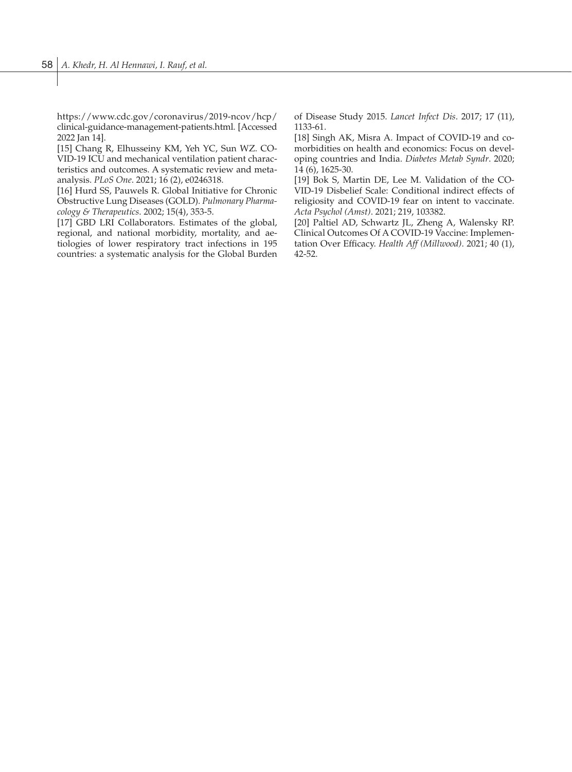https://www.cdc.gov/coronavirus/2019-ncov/hcp/clinical-guidance-management-patients.html. [Accessed 2022 Jan 14].

[15] Chang R, Elhusseiny KM, Yeh YC, Sun WZ. COVID-19 ICU and mechanical ventilation patient characteristics and outcomes. A systematic review and meta-analysis. *PLoS One*. 2021; 16 (2), e0246318.

[16] Hurd SS, Pauwels R. Global Initiative for Chronic Obstructive Lung Diseases (GOLD). *Pulmonary Pharmacology & Therapeutics*. 2002; 15(4), 353-5.

[17] GBD LRI Collaborators. Estimates of the global, regional, and national morbidity, mortality, and aetiologies of lower respiratory tract infections in 195 countries: a systematic analysis for the Global Burden of Disease Study 2015. *Lancet Infect Dis*. 2017; 17 (11), 1133-61.

[18] Singh AK, Misra A. Impact of COVID-19 and comorbidities on health and economics: Focus on developing countries and India. *Diabetes Metab Syndr*. 2020; 14 (6), 1625-30.

[19] Bok S, Martin DE, Lee M. Validation of the COVID-19 Disbelief Scale: Conditional indirect effects of religiosity and COVID-19 fear on intent to vaccinate. *Acta Psychol (Amst)*. 2021; 219, 103382.

[20] Paltiel AD, Schwartz JL, Zheng A, Walensky RP. Clinical Outcomes Of A COVID-19 Vaccine: Implementation Over Efficacy. *Health Aff (Millwood)*. 2021; 40 (1), 42-52.